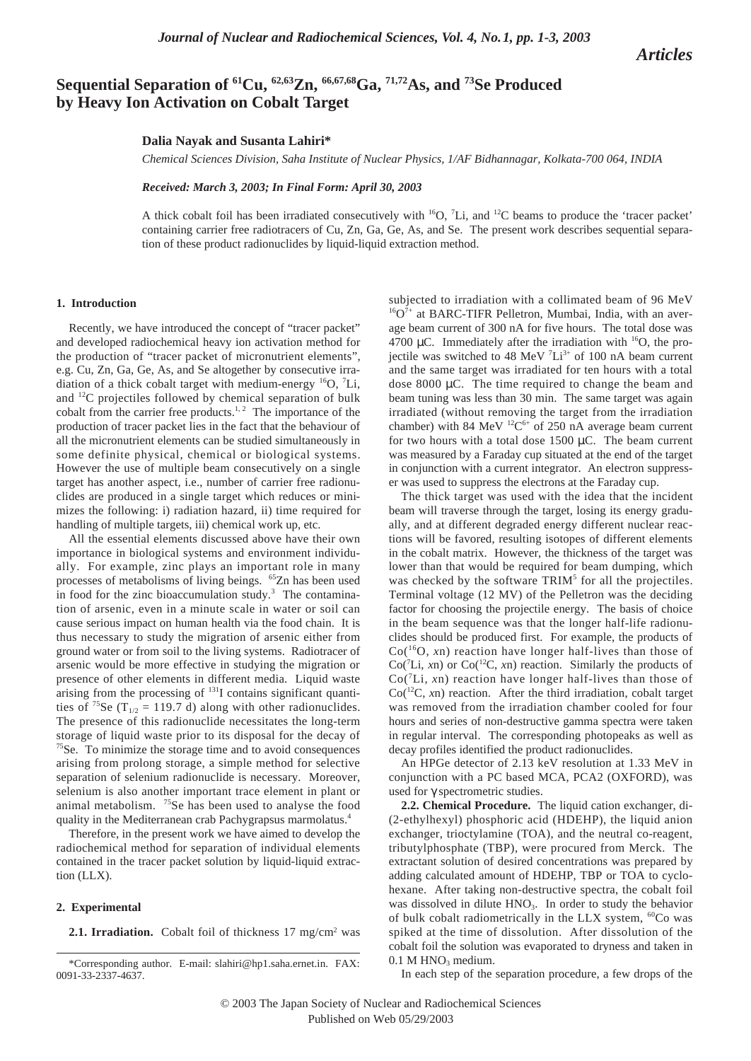*Articles*

# Sequential Separation of $^{61}$Cu, $^{62,63}$Zn, $^{66,67,68}$Ga, $^{71,72}$As, and $^{73}$Se Produced by Heavy Ion Activation on Cobalt Target

**Dalia Nayak and Susanta Lahiri***

*Chemical Sciences Division, Saha Institute of Nuclear Physics, 1/AF Bidhannagar, Kolkata-700 064, INDIA*

***Received: March 3, 2003; In Final Form: April 30, 2003***

A thick cobalt foil has been irradiated consecutively with $^{16}$O, $^{7}$Li, and $^{12}$C beams to produce the 'tracer packet' containing carrier free radiotracers of Cu, Zn, Ga, Ge, As, and Se. The present work describes sequential separation of these product radionuclides by liquid-liquid extraction method.

## 1. Introduction

Recently, we have introduced the concept of "tracer packet" and developed radiochemical heavy ion activation method for the production of "tracer packet of micronutrient elements", e.g. Cu, Zn, Ga, Ge, As, and Se altogether by consecutive irradiation of a thick cobalt target with medium-energy $^{16}$O, $^{7}$Li, and $^{12}$C projectiles followed by chemical separation of bulk cobalt from the carrier free products.[1, 2] The importance of the production of tracer packet lies in the fact that the behaviour of all the micronutrient elements can be studied simultaneously in some definite physical, chemical or biological systems. However the use of multiple beam consecutively on a single target has another aspect, i.e., number of carrier free radionuclides are produced in a single target which reduces or minimizes the following: i) radiation hazard, ii) time required for handling of multiple targets, iii) chemical work up, etc.

All the essential elements discussed above have their own importance in biological systems and environment individually. For example, zinc plays an important role in many processes of metabolisms of living beings. $^{65}$Zn has been used in food for the zinc bioaccumulation study.[3] The contamination of arsenic, even in a minute scale in water or soil can cause serious impact on human health via the food chain. It is thus necessary to study the migration of arsenic either from ground water or from soil to the living systems. Radiotracer of arsenic would be more effective in studying the migration or presence of other elements in different media. Liquid waste arising from the processing of $^{131}$I contains significant quantities of $^{75}$Se ($T_{1/2}$ = 119.7 d) along with other radionuclides. The presence of this radionuclide necessitates the long-term storage of liquid waste prior to its disposal for the decay of $^{75}$Se. To minimize the storage time and to avoid consequences arising from prolong storage, a simple method for selective separation of selenium radionuclide is necessary. Moreover, selenium is also another important trace element in plant or animal metabolism. $^{75}$Se has been used to analyse the food quality in the Mediterranean crab Pachygrapsus marmolatus.[4]

Therefore, in the present work we have aimed to develop the radiochemical method for separation of individual elements contained in the tracer packet solution by liquid-liquid extraction (LLX).

## 2. Experimental

**2.1. Irradiation.** Cobalt foil of thickness 17 mg/cm$^2$ was subjected to irradiation with a collimated beam of 96 MeV $^{16}$O$^{7+}$ at BARC-TIFR Pelletron, Mumbai, India, with an average beam current of 300 nA for five hours. The total dose was 4700 μC. Immediately after the irradiation with $^{16}$O, the projectile was switched to 48 MeV $^{7}$Li$^{3+}$ of 100 nA beam current and the same target was irradiated for ten hours with a total dose 8000 μC. The time required to change the beam and beam tuning was less than 30 min. The same target was again irradiated (without removing the target from the irradiation chamber) with 84 MeV $^{12}$C$^{6+}$ of 250 nA average beam current for two hours with a total dose 1500 μC. The beam current was measured by a Faraday cup situated at the end of the target in conjunction with a current integrator. An electron suppresser was used to suppress the electrons at the Faraday cup.

The thick target was used with the idea that the incident beam will traverse through the target, losing its energy gradually, and at different degraded energy different nuclear reactions will be favored, resulting isotopes of different elements in the cobalt matrix. However, the thickness of the target was lower than that would be required for beam dumping, which was checked by the software TRIM[5] for all the projectiles. Terminal voltage (12 MV) of the Pelletron was the deciding factor for choosing the projectile energy. The basis of choice in the beam sequence was that the longer half-life radionuclides should be produced first. For example, the products of Co($^{16}$O, *x*n) reaction have longer half-lives than those of Co($^{7}$Li, *x*n) or Co($^{12}$C, *x*n) reaction. Similarly the products of Co($^{7}$Li, *x*n) reaction have longer half-lives than those of Co($^{12}$C, *x*n) reaction. After the third irradiation, cobalt target was removed from the irradiation chamber cooled for four hours and series of non-destructive gamma spectra were taken in regular interval. The corresponding photopeaks as well as decay profiles identified the product radionuclides.

An HPGe detector of 2.13 keV resolution at 1.33 MeV in conjunction with a PC based MCA, PCA2 (OXFORD), was used for γ spectrometric studies.

**2.2. Chemical Procedure.** The liquid cation exchanger, di-(2-ethylhexyl) phosphoric acid (HDEHP), the liquid anion exchanger, trioctylamine (TOA), and the neutral co-reagent, tributylphosphate (TBP), were procured from Merck. The extractant solution of desired concentrations was prepared by adding calculated amount of HDEHP, TBP or TOA to cyclohexane. After taking non-destructive spectra, the cobalt foil was dissolved in dilute $HNO_3$. In order to study the behavior of bulk cobalt radiometrically in the LLX system, $^{60}$Co was spiked at the time of dissolution. After dissolution of the cobalt foil the solution was evaporated to dryness and taken in 0.1 M $HNO_3$ medium.

In each step of the separation procedure, a few drops of the

*Corresponding author. E-mail: slahiri@hp1.saha.ernet.in. FAX: 0091-33-2337-4637.

© 2003 The Japan Society of Nuclear and Radiochemical Sciences
Published on Web 05/29/2003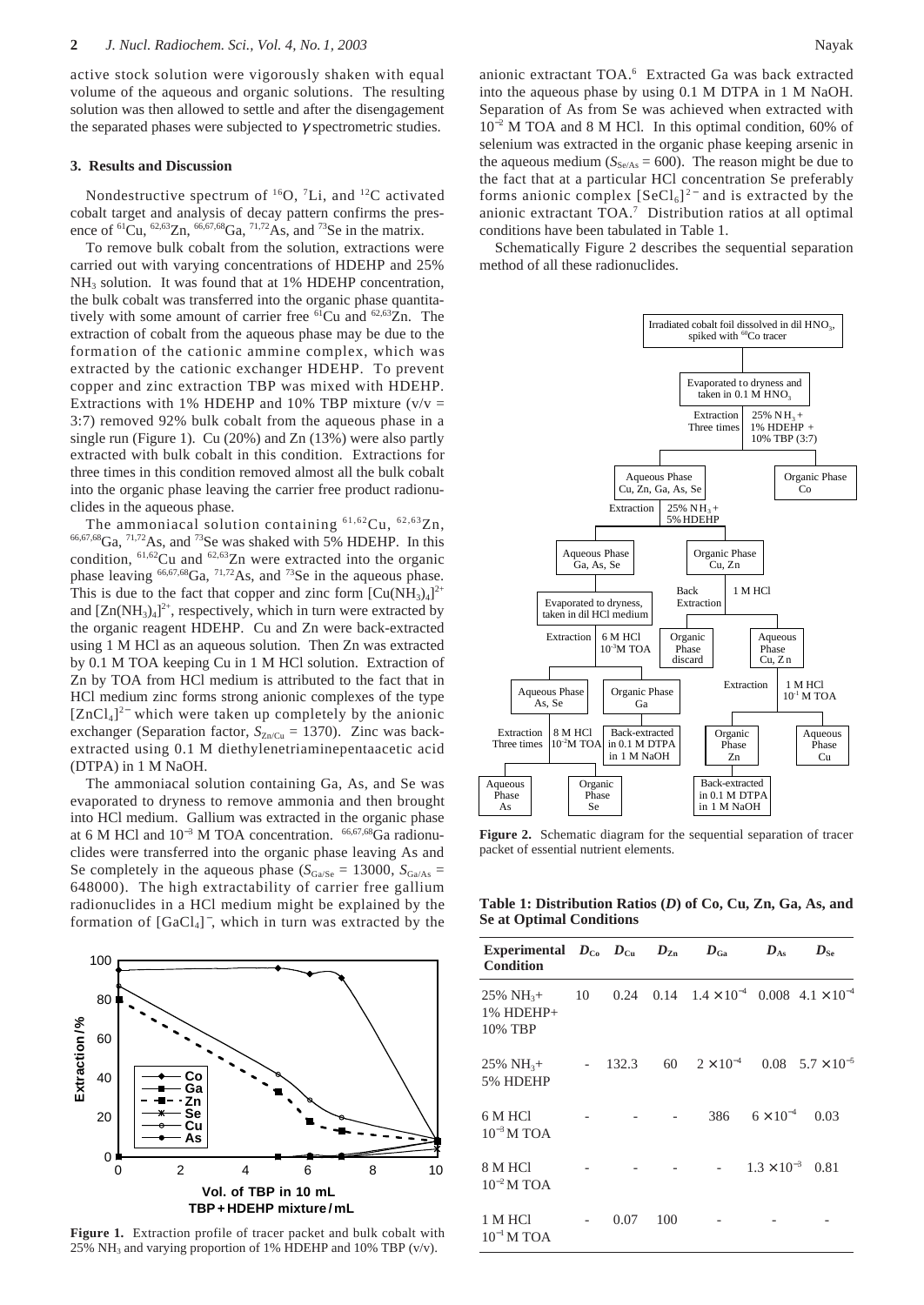active stock solution were vigorously shaken with equal volume of the aqueous and organic solutions. The resulting solution was then allowed to settle and after the disengagement the separated phases were subjected to $\gamma$ spectrometric studies.

### 3. Results and Discussion

Nondestructive spectrum of $^{16}O$, $^{7}Li$, and $^{12}C$ activated cobalt target and analysis of decay pattern confirms the presence of $^{61}Cu$, $^{62,63}Zn$, $^{66,67,68}Ga$, $^{71,72}As$, and $^{73}Se$ in the matrix.

To remove bulk cobalt from the solution, extractions were carried out with varying concentrations of HDEHP and 25% $NH_3$ solution. It was found that at 1% HDEHP concentration, the bulk cobalt was transferred into the organic phase quantitatively with some amount of carrier free $^{61}Cu$ and $^{62,63}Zn$. The extraction of cobalt from the aqueous phase may be due to the formation of the cationic ammine complex, which was extracted by the cationic exchanger HDEHP. To prevent copper and zinc extraction TBP was mixed with HDEHP. Extractions with 1% HDEHP and 10% TBP mixture (v/v = 3:7) removed 92% bulk cobalt from the aqueous phase in a single run (Figure 1). Cu (20%) and Zn (13%) were also partly extracted with bulk cobalt in this condition. Extractions for three times in this condition removed almost all the bulk cobalt into the organic phase leaving the carrier free product radionuclides in the aqueous phase.

The ammoniacal solution containing $^{61,62}Cu$, $^{62,63}Zn$, $^{66,67,68}Ga$, $^{71,72}As$, and $^{73}Se$ was shaken with 5% HDEHP. In this condition, $^{61,62}Cu$ and $^{62,63}Zn$ were extracted into the organic phase leaving $^{66,67,68}Ga$, $^{71,72}As$, and $^{73}Se$ in the aqueous phase. This is due to the fact that copper and zinc form $[Cu(NH_3)_4]^{2+}$ and $[Zn(NH_3)_4]^{2+}$, respectively, which in turn were extracted by the organic reagent HDEHP. Cu and Zn were back-extracted using 1 M HCl as an aqueous solution. Then Zn was extracted by 0.1 M TOA keeping Cu in 1 M HCl solution. Extraction of Zn by TOA from HCl medium is attributed to the fact that in HCl medium zinc forms strong anionic complexes of the type $[ZnCl_4]^{2-}$ which were taken up completely by the anionic exchanger (Separation factor, $S_{Zn/Cu} = 1370$). Zinc was back-extracted using 0.1 M diethylenetriaminepentaacetic acid (DTPA) in 1 M NaOH.

The ammoniacal solution containing Ga, As, and Se was evaporated to dryness to remove ammonia and then brought into HCl medium. Gallium was extracted in the organic phase at 6 M HCl and $10^{-3}$ M TOA concentration. $^{66,67,68}Ga$ radionuclides were transferred into the organic phase leaving As and Se completely in the aqueous phase ($S_{Ga/Se} = 13000$, $S_{Ga/As} = 648000$). The high extractability of carrier free gallium radionuclides in a HCl medium might be explained by the formation of $[GaCl_4]^{-}$, which in turn was extracted by the anionic extractant TOA.[6] Extracted Ga was back extracted into the aqueous phase by using 0.1 M DTPA in 1 M NaOH. Separation of As from Se was achieved when extracted with $10^{-2}$ M TOA and 8 M HCl. In this optimal condition, 60% of selenium was extracted in the organic phase keeping arsenic in the aqueous medium ($S_{Se/As} = 600$). The reason might be due to the fact that at a particular HCl concentration Se preferably forms anionic complex $[SeCl_6]^{2-}$ and is extracted by the anionic extractant TOA.[7] Distribution ratios at all optimal conditions have been tabulated in Table 1.

Schematically Figure 2 describes the sequential separation method of all these radionuclides.

100
80
60
40
20
0
Extraction /%
0 2 4 6 8 10
Vol. of TBP in 10 mL
TBP + HDEHP mixture / mL
Co
Ga
Zn
Se
Cu
As

**Figure 1.** Extraction profile of tracer packet and bulk cobalt with 25% $NH_3$ and varying proportion of 1% HDEHP and 10% TBP (v/v).

Irradiated cobalt foil dissolved in dil $HNO_3$, spiked with $^{60}Co$ tracer
Evaporated to dryness and taken in 0.1 M $HNO_3$
Extraction Three times
25% $NH_3$ + 1% HDEHP + 10% TBP (3:7)
Aqueous Phase Cu, Zn, Ga, As, Se
Organic Phase Co
Extraction
25% $NH_3$ + 5% HDEHP
Aqueous Phase Ga, As, Se
Organic Phase Cu, Zn
Back Extraction
1 M HCl
Evaporated to dryness, taken in dil HCl medium
Organic Phase discard
Aqueous Phase Cu, Zn
Extraction
6 M HCl $10^{-3}$ M TOA
Aqueous Phase As, Se
Organic Phase Ga
Extraction
1 M HCl $10^{-1}$ M TOA
Extraction Three times
8 M HCl $10^{-2}$ M TOA
Back-extracted in 0.1 M DTPA in 1 M NaOH
Organic Phase Zn
Aqueous Phase Cu
Aqueous Phase As
Organic Phase Se
Back-extracted in 0.1 M DTPA in 1 M NaOH

**Figure 2.** Schematic diagram for the sequential separation of tracer packet of essential nutrient elements.

**Table 1: Distribution Ratios (*D*) of Co, Cu, Zn, Ga, As, and Se at Optimal Conditions**

| Experimental Condition | $D_{Co}$ | $D_{Cu}$ | $D_{Zn}$ | $D_{Ga}$ | $D_{As}$ | $D_{Se}$ |
|---|---|---|---|---|---|---|
| 25% $NH_3$+ 1% HDEHP+ 10% TBP | 10 | 0.24 | 0.14 | $1.4 \times 10^{-4}$ | 0.008 | $4.1 \times 10^{-4}$ |
| 25% $NH_3$+ 5% HDEHP | - | 132.3 | 60 | $2 \times 10^{-4}$ | 0.08 | $5.7 \times 10^{-5}$ |
| 6 M HCl $10^{-3}$ M TOA | - | - | - | 386 | $6 \times 10^{-4}$ | 0.03 |
| 8 M HCl $10^{-2}$ M TOA | - | - | - | - | $1.3 \times 10^{-3}$ | 0.81 |
| 1 M HCl $10^{-1}$ M TOA | - | 0.07 | 100 | - | - | - |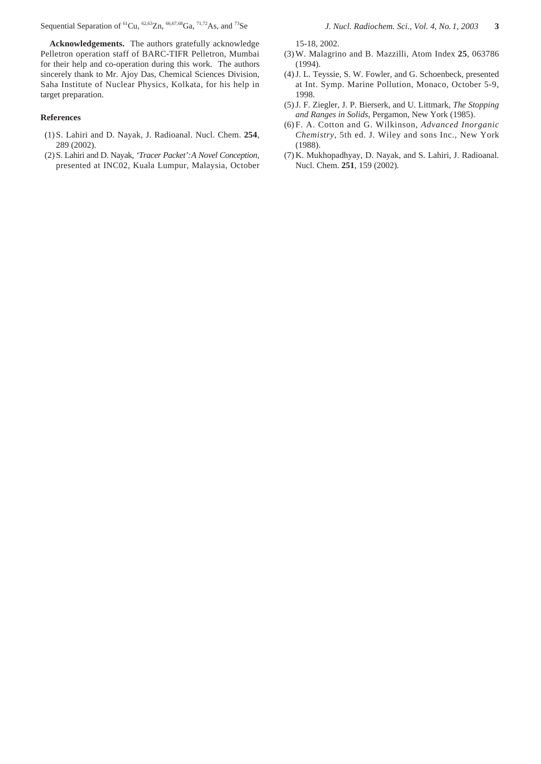**Acknowledgements.** The authors gratefully acknowledge Pelletron operation staff of BARC-TIFR Pelletron, Mumbai for their help and co-operation during this work. The authors sincerely thank to Mr. Ajoy Das, Chemical Sciences Division, Saha Institute of Nuclear Physics, Kolkata, for his help in target preparation.

## References

(1) S. Lahiri and D. Nayak, J. Radioanal. Nucl. Chem. **254**, 289 (2002).

(2) S. Lahiri and D. Nayak, *'Tracer Packet': A Novel Conception*, presented at INC02, Kuala Lumpur, Malaysia, October 15-18, 2002.

(3) W. Malagrino and B. Mazzilli, Atom Index **25**, 063786 (1994).

(4) J. L. Teyssie, S. W. Fowler, and G. Schoenbeck, presented at Int. Symp. Marine Pollution, Monaco, October 5-9, 1998.

(5) J. F. Ziegler, J. P. Bierserk, and U. Littmark, *The Stopping and Ranges in Solids*, Pergamon, New York (1985).

(6) F. A. Cotton and G. Wilkinson, *Advanced Inorganic Chemistry*, 5th ed. J. Wiley and sons Inc., New York (1988).

(7) K. Mukhopadhyay, D. Nayak, and S. Lahiri, J. Radioanal. Nucl. Chem. **251**, 159 (2002).